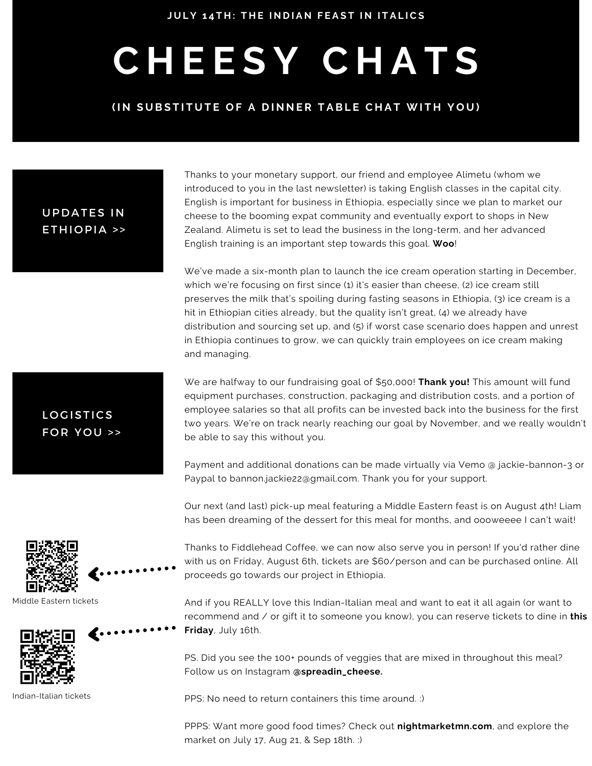JULY 14TH: THE INDIAN FEAST IN ITALICS

# CHEESY CHATS

(IN SUBSTITUTE OF A DINNER TABLE CHAT WITH YOU)

## UPDATES IN ETHIOPIA >>

Thanks to your monetary support, our friend and employee Alimetu (whom we introduced to you in the last newsletter) is taking English classes in the capital city. English is important for business in Ethiopia, especially since we plan to market our cheese to the booming expat community and eventually export to shops in New Zealand. Alimetu is set to lead the business in the long-term, and her advanced English training is an important step towards this goal. **Woo**!

We've made a six-month plan to launch the ice cream operation starting in December, which we're focusing on first since (1) it's easier than cheese, (2) ice cream still preserves the milk that's spoiling during fasting seasons in Ethiopia, (3) ice cream is a hit in Ethiopian cities already, but the quality isn't great, (4) we already have distribution and sourcing set up, and (5) if worst case scenario does happen and unrest in Ethiopia continues to grow, we can quickly train employees on ice cream making and managing.

## LOGISTICS FOR YOU >>

We are halfway to our fundraising goal of $50,000! **Thank you!** This amount will fund equipment purchases, construction, packaging and distribution costs, and a portion of employee salaries so that all profits can be invested back into the business for the first two years. We're on track nearly reaching our goal by November, and we really wouldn't be able to say this without you.

Payment and additional donations can be made virtually via Vemo @ jackie-bannon-3 or Paypal to bannon.jackie22@gmail.com. Thank you for your support.

Our next (and last) pick-up meal featuring a Middle Eastern feast is on August 4th! Liam has been dreaming of the dessert for this meal for months, and oooweeee I can't wait!

Thanks to Fiddlehead Coffee, we can now also serve you in person! If you'd rather dine with us on Friday, August 6th, tickets are $60/person and can be purchased online. All proceeds go towards our project in Ethiopia.

Middle Eastern tickets

And if you REALLY love this Indian-Italian meal and want to eat it all again (or want to recommend and / or gift it to someone you know), you can reserve tickets to dine in **this Friday**, July 16th.

Indian-Italian tickets

PS. Did you see the 100+ pounds of veggies that are mixed in throughout this meal? Follow us on Instagram **@spreadin_cheese.**

PPS: No need to return containers this time around. :)

PPPS: Want more good food times? Check out **nightmarketmn.com**, and explore the market on July 17, Aug 21, & Sep 18th. :)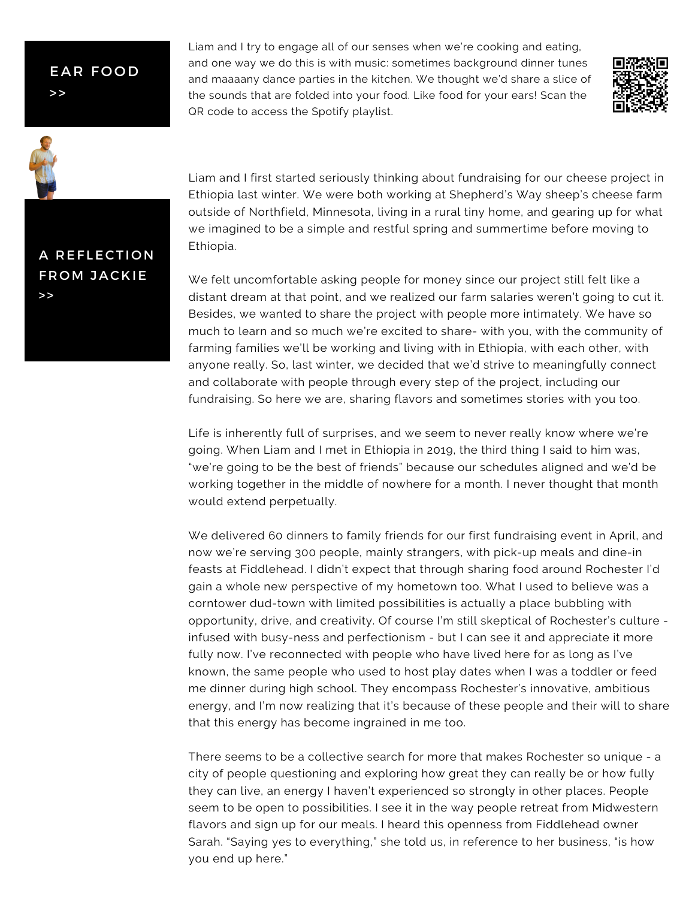## EAR FOOD >>

Liam and I try to engage all of our senses when we're cooking and eating, and one way we do this is with music: sometimes background dinner tunes and maaaany dance parties in the kitchen. We thought we'd share a slice of the sounds that are folded into your food. Like food for your ears! Scan the QR code to access the Spotify playlist.

## A REFLECTION FROM JACKIE >>

Liam and I first started seriously thinking about fundraising for our cheese project in Ethiopia last winter. We were both working at Shepherd's Way sheep's cheese farm outside of Northfield, Minnesota, living in a rural tiny home, and gearing up for what we imagined to be a simple and restful spring and summertime before moving to Ethiopia.

We felt uncomfortable asking people for money since our project still felt like a distant dream at that point, and we realized our farm salaries weren't going to cut it. Besides, we wanted to share the project with people more intimately. We have so much to learn and so much we're excited to share- with you, with the community of farming families we'll be working and living with in Ethiopia, with each other, with anyone really. So, last winter, we decided that we'd strive to meaningfully connect and collaborate with people through every step of the project, including our fundraising. So here we are, sharing flavors and sometimes stories with you too.

Life is inherently full of surprises, and we seem to never really know where we're going. When Liam and I met in Ethiopia in 2019, the third thing I said to him was, "we're going to be the best of friends" because our schedules aligned and we'd be working together in the middle of nowhere for a month. I never thought that month would extend perpetually.

We delivered 60 dinners to family friends for our first fundraising event in April, and now we're serving 300 people, mainly strangers, with pick-up meals and dine-in feasts at Fiddlehead. I didn't expect that through sharing food around Rochester I'd gain a whole new perspective of my hometown too. What I used to believe was a corntower dud-town with limited possibilities is actually a place bubbling with opportunity, drive, and creativity. Of course I'm still skeptical of Rochester's culture - infused with busy-ness and perfectionism - but I can see it and appreciate it more fully now. I've reconnected with people who have lived here for as long as I've known, the same people who used to host play dates when I was a toddler or feed me dinner during high school. They encompass Rochester's innovative, ambitious energy, and I'm now realizing that it's because of these people and their will to share that this energy has become ingrained in me too.

There seems to be a collective search for more that makes Rochester so unique - a city of people questioning and exploring how great they can really be or how fully they can live, an energy I haven't experienced so strongly in other places. People seem to be open to possibilities. I see it in the way people retreat from Midwestern flavors and sign up for our meals. I heard this openness from Fiddlehead owner Sarah. "Saying yes to everything," she told us, in reference to her business, "is how you end up here."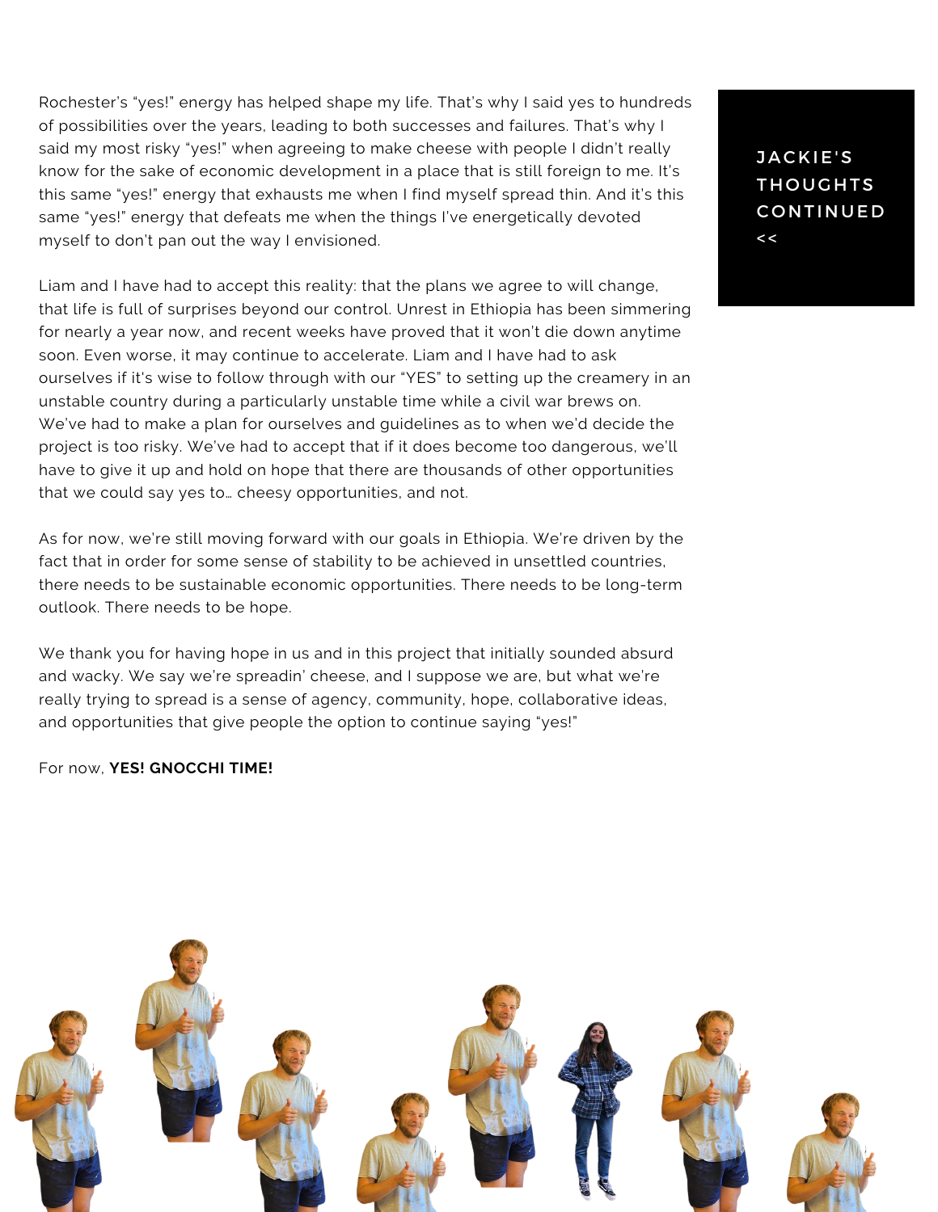## JACKIE'S THOUGHTS CONTINUED <<

Rochester's "yes!" energy has helped shape my life. That's why I said yes to hundreds of possibilities over the years, leading to both successes and failures. That's why I said my most risky "yes!" when agreeing to make cheese with people I didn't really know for the sake of economic development in a place that is still foreign to me. It's this same "yes!" energy that exhausts me when I find myself spread thin. And it's this same "yes!" energy that defeats me when the things I've energetically devoted myself to don't pan out the way I envisioned.

Liam and I have had to accept this reality: that the plans we agree to will change, that life is full of surprises beyond our control. Unrest in Ethiopia has been simmering for nearly a year now, and recent weeks have proved that it won't die down anytime soon. Even worse, it may continue to accelerate. Liam and I have had to ask ourselves if it's wise to follow through with our "YES" to setting up the creamery in an unstable country during a particularly unstable time while a civil war brews on. We've had to make a plan for ourselves and guidelines as to when we'd decide the project is too risky. We've had to accept that if it does become too dangerous, we'll have to give it up and hold on hope that there are thousands of other opportunities that we could say yes to… cheesy opportunities, and not.

As for now, we're still moving forward with our goals in Ethiopia. We're driven by the fact that in order for some sense of stability to be achieved in unsettled countries, there needs to be sustainable economic opportunities. There needs to be long-term outlook. There needs to be hope.

We thank you for having hope in us and in this project that initially sounded absurd and wacky. We say we're spreadin' cheese, and I suppose we are, but what we're really trying to spread is a sense of agency, community, hope, collaborative ideas, and opportunities that give people the option to continue saying "yes!"

For now, **YES! GNOCCHI TIME!**